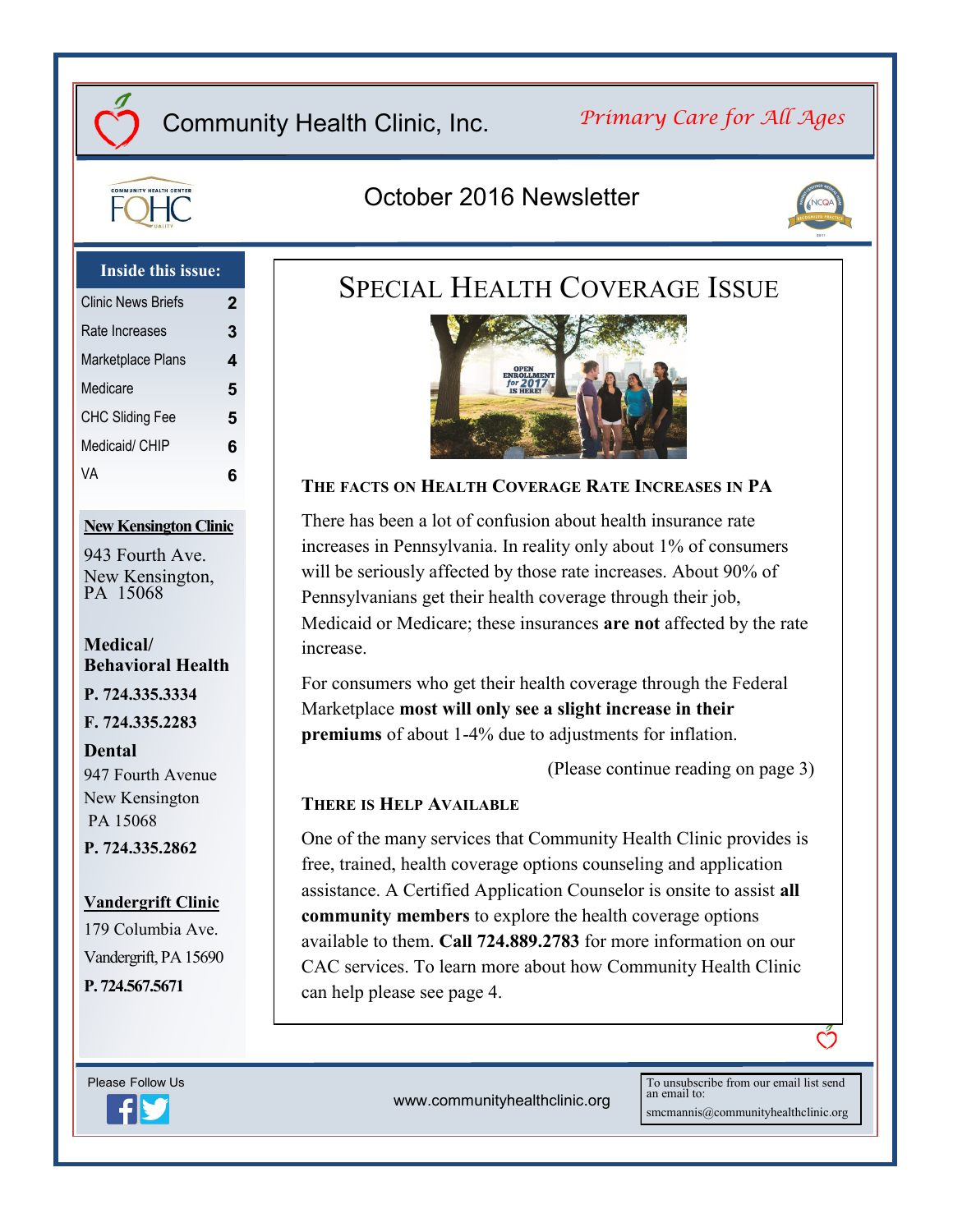# Community Health Clinic, Inc.

*Primary Care for All Ages*

## October 2016 Newsletter

**Inside this issue:**

| | |
|---|---|
| Clinic News Briefs | 2 |
| Rate Increases | 3 |
| Marketplace Plans | 4 |
| Medicare | 5 |
| CHC Sliding Fee | 5 |
| Medicaid/ CHIP | 6 |
| VA | 6 |

**New Kensington Clinic**

943 Fourth Ave.
New Kensington, PA 15068

**Medical/ Behavioral Health**

**P. 724.335.3334**

**F. 724.335.2283**

**Dental**

947 Fourth Avenue
New Kensington
PA 15068

**P. 724.335.2862**

**Vandergrift Clinic**

179 Columbia Ave.
Vandergrift, PA 15690

**P. 724.567.5671**

# Special Health Coverage Issue

### The facts on Health Coverage Rate Increases in PA

There has been a lot of confusion about health insurance rate increases in Pennsylvania. In reality only about 1% of consumers will be seriously affected by those rate increases. About 90% of Pennsylvanians get their health coverage through their job, Medicaid or Medicare; these insurances **are not** affected by the rate increase.

For consumers who get their health coverage through the Federal Marketplace **most will only see a slight increase in their premiums** of about 1-4% due to adjustments for inflation.

(Please continue reading on page 3)

### There is Help Available

One of the many services that Community Health Clinic provides is free, trained, health coverage options counseling and application assistance. A Certified Application Counselor is onsite to assist **all community members** to explore the health coverage options available to them. **Call 724.889.2783** for more information on our CAC services. To learn more about how Community Health Clinic can help please see page 4.

Please Follow Us

www.communityhealthclinic.org

To unsubscribe from our email list send an email to: smcmannis@communityhealthclinic.org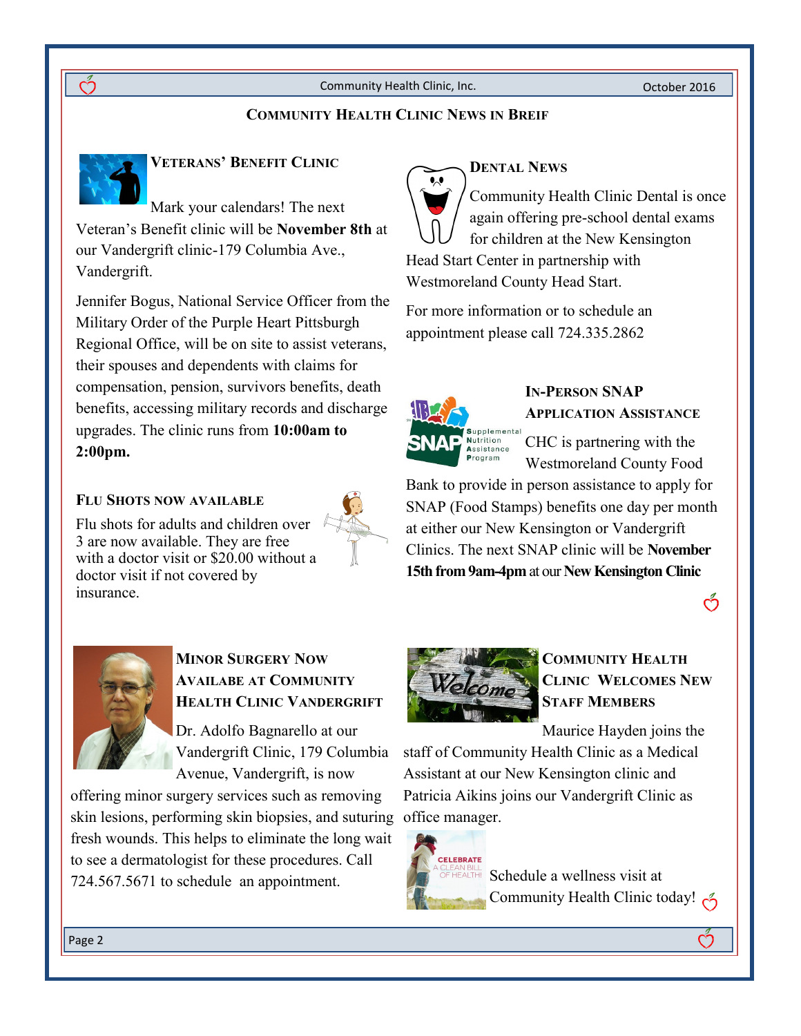## Community Health Clinic News in Breif

### Veterans' Benefit Clinic

Mark your calendars! The next Veteran's Benefit clinic will be **November 8th** at our Vandergrift clinic-179 Columbia Ave., Vandergrift.

Jennifer Bogus, National Service Officer from the Military Order of the Purple Heart Pittsburgh Regional Office, will be on site to assist veterans, their spouses and dependents with claims for compensation, pension, survivors benefits, death benefits, accessing military records and discharge upgrades. The clinic runs from **10:00am to 2:00pm.**

### Flu Shots now available

Flu shots for adults and children over 3 are now available. They are free with a doctor visit or $20.00 without a doctor visit if not covered by insurance.

### Dental News

Community Health Clinic Dental is once again offering pre-school dental exams for children at the New Kensington Head Start Center in partnership with Westmoreland County Head Start.

For more information or to schedule an appointment please call 724.335.2862

### In-Person SNAP Application Assistance

CHC is partnering with the Westmoreland County Food Bank to provide in person assistance to apply for SNAP (Food Stamps) benefits one day per month at either our New Kensington or Vandergrift Clinics. The next SNAP clinic will be **November 15th from 9am-4pm** at our **New Kensington Clinic**

### Minor Surgery Now Availabe at Community Health Clinic Vandergrift

Dr. Adolfo Bagnarello at our Vandergrift Clinic, 179 Columbia Avenue, Vandergrift, is now offering minor surgery services such as removing skin lesions, performing skin biopsies, and suturing fresh wounds. This helps to eliminate the long wait to see a dermatologist for these procedures. Call 724.567.5671 to schedule an appointment.

### Community Health Clinic Welcomes New Staff Members

Maurice Hayden joins the staff of Community Health Clinic as a Medical Assistant at our New Kensington clinic and Patricia Aikins joins our Vandergrift Clinic as office manager.

Schedule a wellness visit at Community Health Clinic today!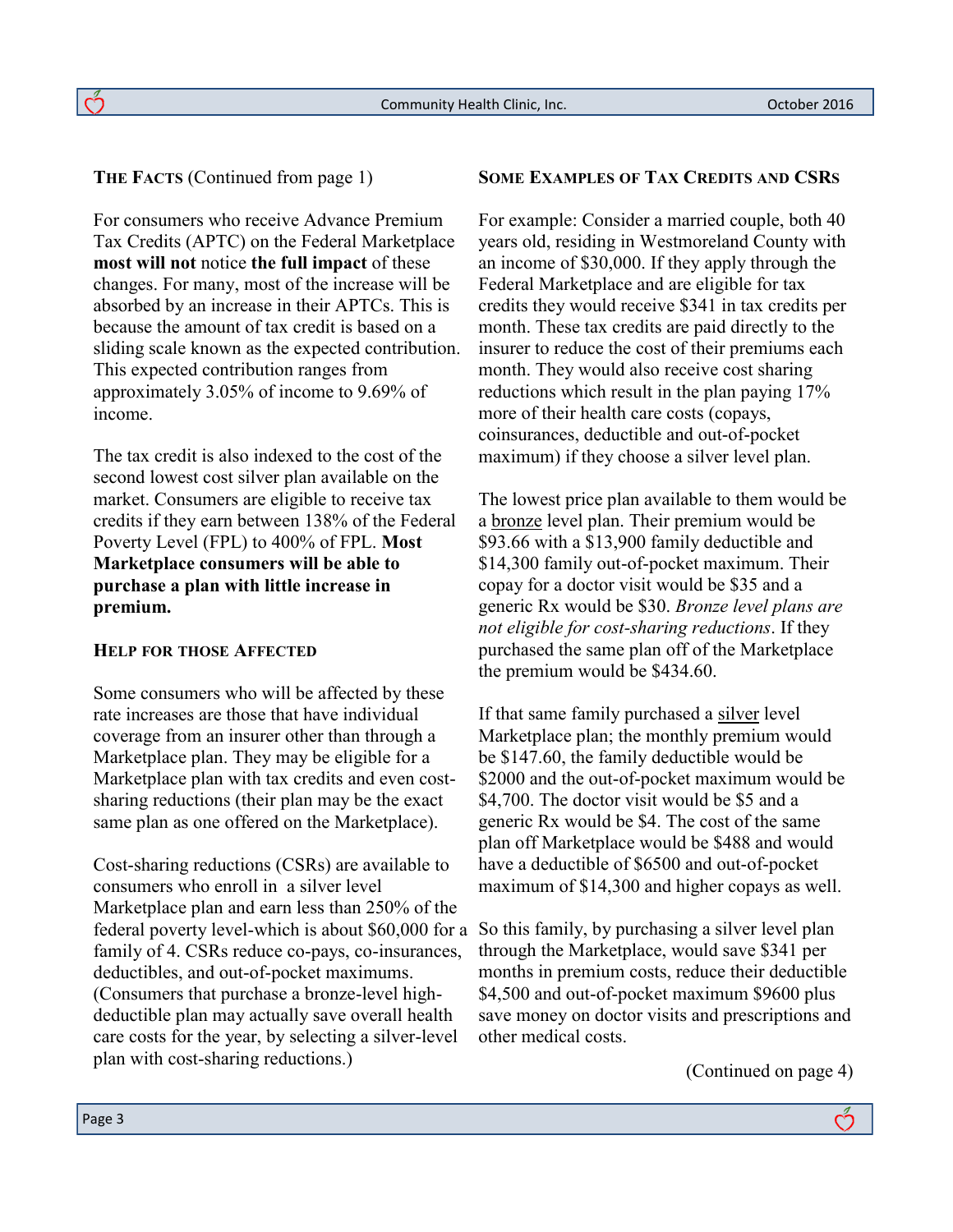## The Facts (Continued from page 1)

For consumers who receive Advance Premium Tax Credits (APTC) on the Federal Marketplace **most will not** notice **the full impact** of these changes. For many, most of the increase will be absorbed by an increase in their APTCs. This is because the amount of tax credit is based on a sliding scale known as the expected contribution. This expected contribution ranges from approximately 3.05% of income to 9.69% of income.

The tax credit is also indexed to the cost of the second lowest cost silver plan available on the market. Consumers are eligible to receive tax credits if they earn between 138% of the Federal Poverty Level (FPL) to 400% of FPL. **Most Marketplace consumers will be able to purchase a plan with little increase in premium.**

## Help for those Affected

Some consumers who will be affected by these rate increases are those that have individual coverage from an insurer other than through a Marketplace plan. They may be eligible for a Marketplace plan with tax credits and even cost-sharing reductions (their plan may be the exact same plan as one offered on the Marketplace).

Cost-sharing reductions (CSRs) are available to consumers who enroll in a silver level Marketplace plan and earn less than 250% of the federal poverty level-which is about $60,000 for a family of 4. CSRs reduce co-pays, co-insurances, deductibles, and out-of-pocket maximums. (Consumers that purchase a bronze-level high-deductible plan may actually save overall health care costs for the year, by selecting a silver-level plan with cost-sharing reductions.)

## Some Examples of Tax Credits and CSRs

For example: Consider a married couple, both 40 years old, residing in Westmoreland County with an income of $30,000. If they apply through the Federal Marketplace and are eligible for tax credits they would receive $341 in tax credits per month. These tax credits are paid directly to the insurer to reduce the cost of their premiums each month. They would also receive cost sharing reductions which result in the plan paying 17% more of their health care costs (copays, coinsurances, deductible and out-of-pocket maximum) if they choose a silver level plan.

The lowest price plan available to them would be a <u>bronze</u> level plan. Their premium would be $93.66 with a $13,900 family deductible and $14,300 family out-of-pocket maximum. Their copay for a doctor visit would be $35 and a generic Rx would be $30. *Bronze level plans are not eligible for cost-sharing reductions*. If they purchased the same plan off of the Marketplace the premium would be $434.60.

If that same family purchased a <u>silver</u> level Marketplace plan; the monthly premium would be $147.60, the family deductible would be $2000 and the out-of-pocket maximum would be $4,700. The doctor visit would be $5 and a generic Rx would be $4. The cost of the same plan off Marketplace would be $488 and would have a deductible of $6500 and out-of-pocket maximum of $14,300 and higher copays as well.

So this family, by purchasing a silver level plan through the Marketplace, would save $341 per months in premium costs, reduce their deductible $4,500 and out-of-pocket maximum $9600 plus save money on doctor visits and prescriptions and other medical costs.

(Continued on page 4)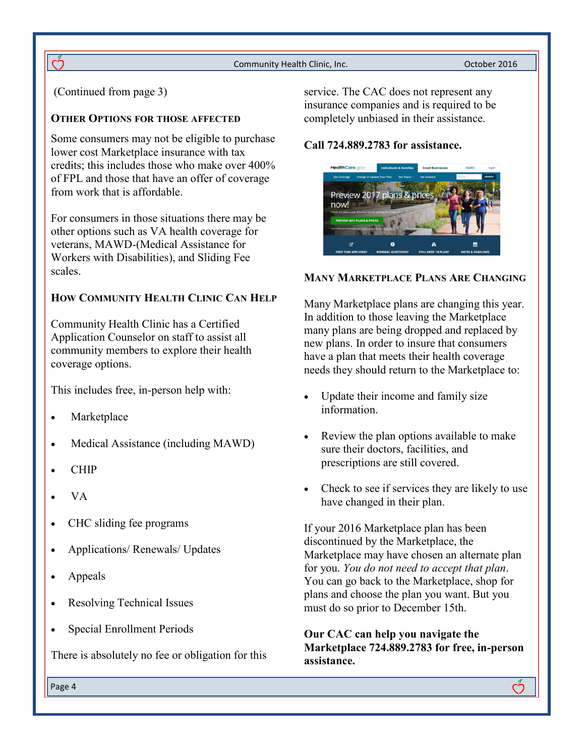(Continued from page 3)

### Other Options for Those Affected

Some consumers may not be eligible to purchase lower cost Marketplace insurance with tax credits; this includes those who make over 400% of FPL and those that have an offer of coverage from work that is affordable.

For consumers in those situations there may be other options such as VA health coverage for veterans, MAWD-(Medical Assistance for Workers with Disabilities), and Sliding Fee scales.

### How Community Health Clinic Can Help

Community Health Clinic has a Certified Application Counselor on staff to assist all community members to explore their health coverage options.

This includes free, in-person help with:

- Marketplace
- Medical Assistance (including MAWD)
- CHIP
- VA
- CHC sliding fee programs
- Applications/ Renewals/ Updates
- Appeals
- Resolving Technical Issues
- Special Enrollment Periods

There is absolutely no fee or obligation for this service. The CAC does not represent any insurance companies and is required to be completely unbiased in their assistance.

**Call 724.889.2783 for assistance.**

### Many Marketplace Plans Are Changing

Many Marketplace plans are changing this year. In addition to those leaving the Marketplace many plans are being dropped and replaced by new plans. In order to insure that consumers have a plan that meets their health coverage needs they should return to the Marketplace to:

- Update their income and family size information.
- Review the plan options available to make sure their doctors, facilities, and prescriptions are still covered.
- Check to see if services they are likely to use have changed in their plan.

If your 2016 Marketplace plan has been discontinued by the Marketplace, the Marketplace may have chosen an alternate plan for you. *You do not need to accept that plan*. You can go back to the Marketplace, shop for plans and choose the plan you want. But you must do so prior to December 15th.

**Our CAC can help you navigate the Marketplace 724.889.2783 for free, in-person assistance.**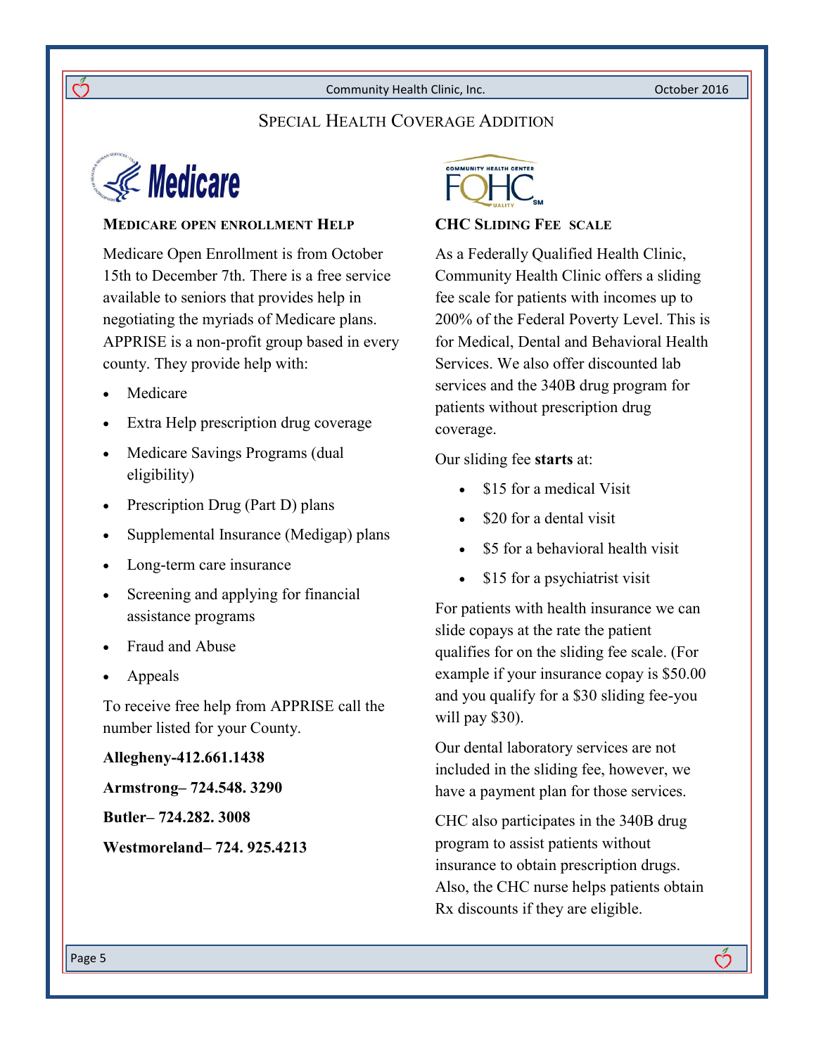## Special Health Coverage Addition

### Medicare Open Enrollment Help

Medicare Open Enrollment is from October 15th to December 7th. There is a free service available to seniors that provides help in negotiating the myriads of Medicare plans. APPRISE is a non-profit group based in every county. They provide help with:

- Medicare
- Extra Help prescription drug coverage
- Medicare Savings Programs (dual eligibility)
- Prescription Drug (Part D) plans
- Supplemental Insurance (Medigap) plans
- Long-term care insurance
- Screening and applying for financial assistance programs
- Fraud and Abuse
- Appeals

To receive free help from APPRISE call the number listed for your County.

**Allegheny-412.661.1438**

**Armstrong– 724.548. 3290**

**Butler– 724.282. 3008**

**Westmoreland– 724. 925.4213**

### CHC Sliding Fee Scale

As a Federally Qualified Health Clinic, Community Health Clinic offers a sliding fee scale for patients with incomes up to 200% of the Federal Poverty Level. This is for Medical, Dental and Behavioral Health Services. We also offer discounted lab services and the 340B drug program for patients without prescription drug coverage.

Our sliding fee **starts** at:

- $15 for a medical Visit
- $20 for a dental visit
- $5 for a behavioral health visit
- $15 for a psychiatrist visit

For patients with health insurance we can slide copays at the rate the patient qualifies for on the sliding fee scale. (For example if your insurance copay is $50.00 and you qualify for a $30 sliding fee-you will pay $30).

Our dental laboratory services are not included in the sliding fee, however, we have a payment plan for those services.

CHC also participates in the 340B drug program to assist patients without insurance to obtain prescription drugs. Also, the CHC nurse helps patients obtain Rx discounts if they are eligible.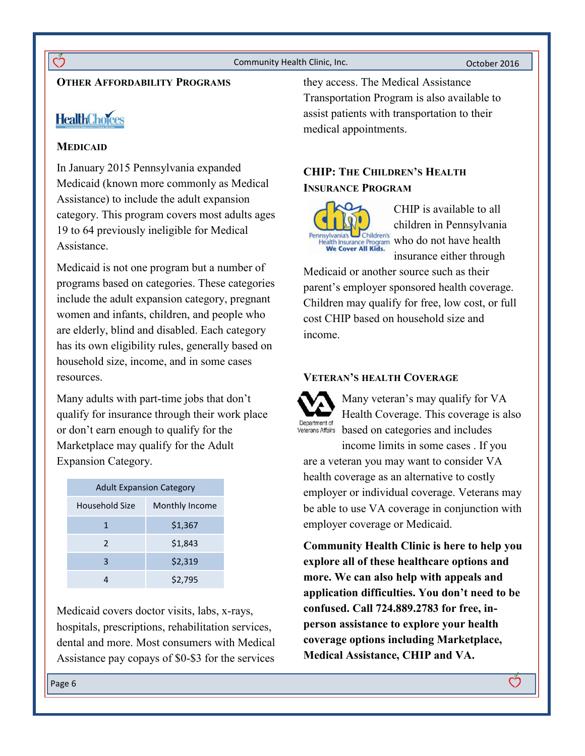## Other Affordability Programs

### Medicaid

In January 2015 Pennsylvania expanded Medicaid (known more commonly as Medical Assistance) to include the adult expansion category. This program covers most adults ages 19 to 64 previously ineligible for Medical Assistance.

Medicaid is not one program but a number of programs based on categories. These categories include the adult expansion category, pregnant women and infants, children, and people who are elderly, blind and disabled. Each category has its own eligibility rules, generally based on household size, income, and in some cases resources.

Many adults with part-time jobs that don't qualify for insurance through their work place or don't earn enough to qualify for the Marketplace may qualify for the Adult Expansion Category.

| Adult Expansion Category | |
|---|---|
| Household Size | Monthly Income |
| 1 | $1,367 |
| 2 | $1,843 |
| 3 | $2,319 |
| 4 | $2,795 |

Medicaid covers doctor visits, labs, x-rays, hospitals, prescriptions, rehabilitation services, dental and more. Most consumers with Medical Assistance pay copays of $0-$3 for the services they access. The Medical Assistance Transportation Program is also available to assist patients with transportation to their medical appointments.

### CHIP: The Children's Health Insurance Program

CHIP is available to all children in Pennsylvania who do not have health insurance either through Medicaid or another source such as their parent's employer sponsored health coverage. Children may qualify for free, low cost, or full cost CHIP based on household size and income.

### Veteran's health Coverage

Many veteran's may qualify for VA Health Coverage. This coverage is also based on categories and includes income limits in some cases . If you are a veteran you may want to consider VA health coverage as an alternative to costly employer or individual coverage. Veterans may be able to use VA coverage in conjunction with employer coverage or Medicaid.

**Community Health Clinic is here to help you explore all of these healthcare options and more. We can also help with appeals and application difficulties. You don't need to be confused. Call 724.889.2783 for free, in-person assistance to explore your health coverage options including Marketplace, Medical Assistance, CHIP and VA.**